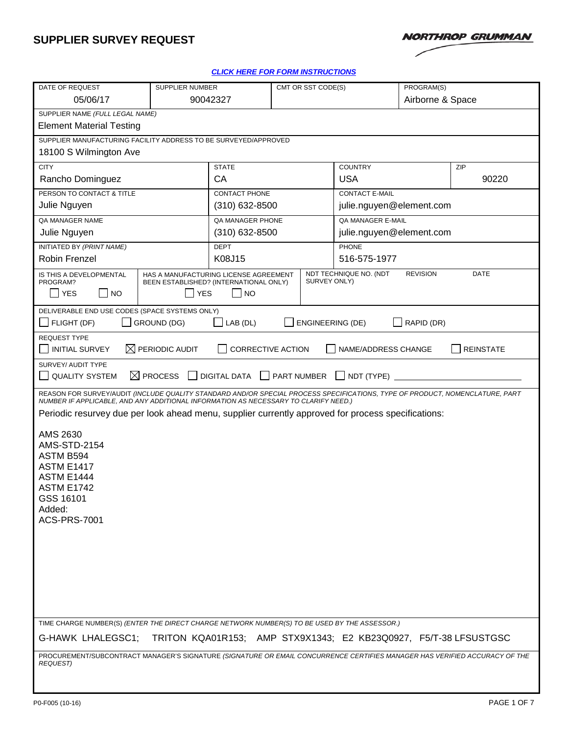# SUPPLIER SURVEY REQUEST

NORTHROP GRUMMAN

***CLICK HERE FOR FORM INSTRUCTIONS***

| DATE OF REQUEST | SUPPLIER NUMBER | CMT OR SST CODE(S) | PROGRAM(S) |
|---|---|---|---|
| 05/06/17 | 90042327 | | Airborne & Space |

SUPPLIER NAME *(FULL LEGAL NAME)*
Element Material Testing

SUPPLIER MANUFACTURING FACILITY ADDRESS TO BE SURVEYED/APPROVED
18100 S Wilmington Ave

| CITY | STATE | COUNTRY | ZIP |
|---|---|---|---|
| Rancho Dominguez | CA | USA | 90220 |

| PERSON TO CONTACT & TITLE | CONTACT PHONE | CONTACT E-MAIL |
|---|---|---|
| Julie Nguyen | (310) 632-8500 | julie.nguyen@element.com |
| **QA MANAGER NAME** | **QA MANAGER PHONE** | **QA MANAGER E-MAIL** |
| Julie Nguyen | (310) 632-8500 | julie.nguyen@element.com |
| **INITIATED BY *(PRINT NAME)*** | **DEPT** | **PHONE** |
| Robin Frenzel | K08J15 | 516-575-1977 |

| IS THIS A DEVELOPMENTAL PROGRAM? | HAS A MANUFACTURING LICENSE AGREEMENT BEEN ESTABLISHED? (INTERNATIONAL ONLY) | NDT TECHNIQUE NO. (NDT SURVEY ONLY) | REVISION | DATE |
|---|---|---|---|---|
| ☐ YES ☐ NO | ☐ YES ☐ NO | | | |

DELIVERABLE END USE CODES (SPACE SYSTEMS ONLY)
☐ FLIGHT (DF) ☐ GROUND (DG) ☐ LAB (DL) ☐ ENGINEERING (DE) ☐ RAPID (DR)

REQUEST TYPE
☐ INITIAL SURVEY ☒ PERIODIC AUDIT ☐ CORRECTIVE ACTION ☐ NAME/ADDRESS CHANGE ☐ REINSTATE

SURVEY/ AUDIT TYPE
☐ QUALITY SYSTEM ☒ PROCESS ☐ DIGITAL DATA ☐ PART NUMBER ☐ NDT (TYPE) ____________

REASON FOR SURVEY/AUDIT *(INCLUDE QUALITY STANDARD AND/OR SPECIAL PROCESS SPECIFICATIONS, TYPE OF PRODUCT, NOMENCLATURE, PART NUMBER IF APPLICABLE, AND ANY ADDITIONAL INFORMATION AS NECESSARY TO CLARIFY NEED.)*

Periodic resurvey due per look ahead menu, supplier currently approved for process specifications:

AMS 2630
AMS-STD-2154
ASTM B594
ASTM E1417
ASTM E1444
ASTM E1742
GSS 16101
Added:
ACS-PRS-7001

TIME CHARGE NUMBER(S) *(ENTER THE DIRECT CHARGE NETWORK NUMBER(S) TO BE USED BY THE ASSESSOR.)*

G-HAWK LHALEGSC1; TRITON KQA01R153; AMP STX9X1343; E2 KB23Q0927, F5/T-38 LFSUSTGSC

PROCUREMENT/SUBCONTRACT MANAGER'S SIGNATURE *(SIGNATURE OR EMAIL CONCURRENCE CERTIFIES MANAGER HAS VERIFIED ACCURACY OF THE REQUEST)*

P0-F005 (10-16)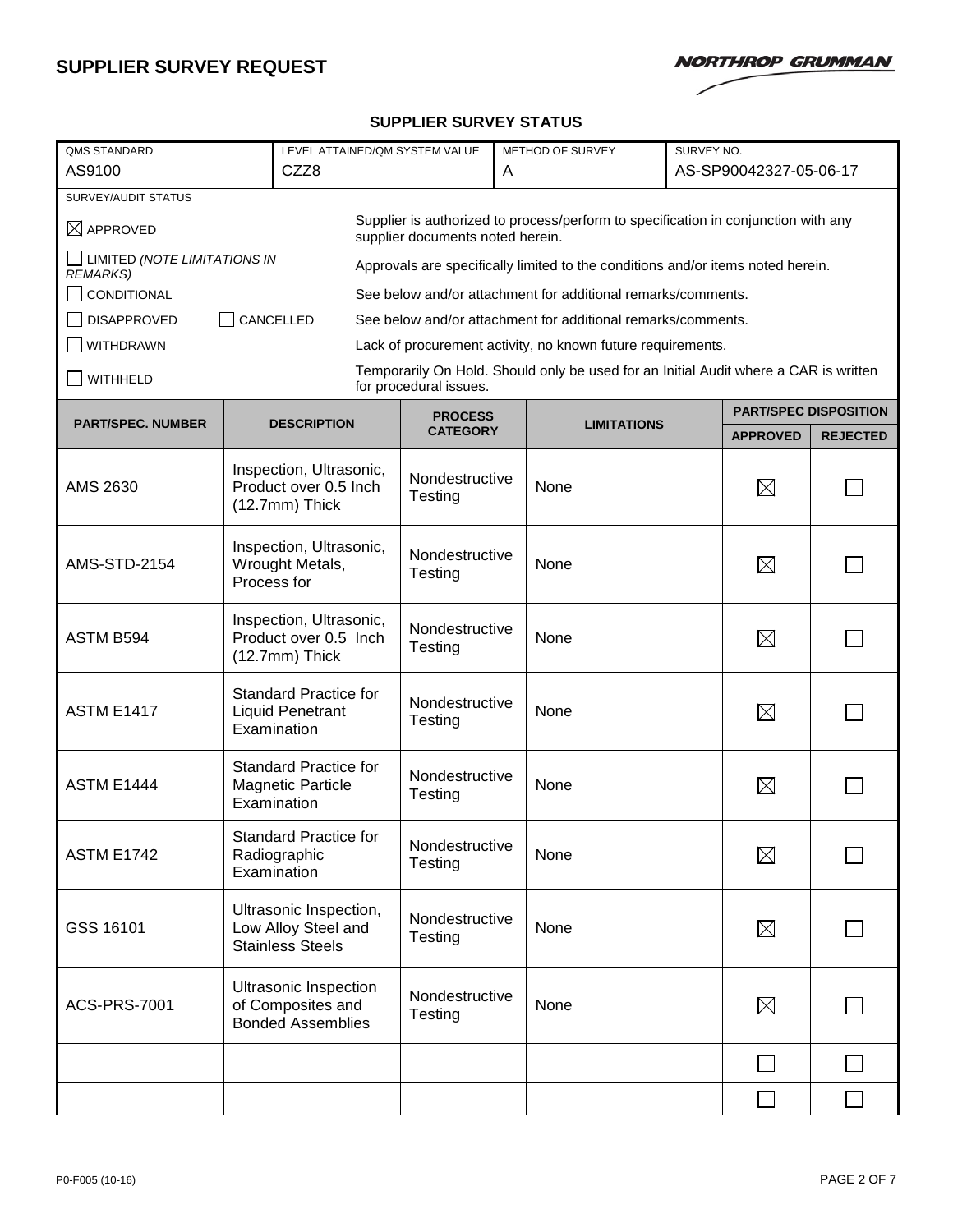# SUPPLIER SURVEY REQUEST

NORTHROP GRUMMAN

## SUPPLIER SURVEY STATUS

| QMS STANDARD | LEVEL ATTAINED/QM SYSTEM VALUE | METHOD OF SURVEY | SURVEY NO. |
|---|---|---|---|
| AS9100 | CZZ8 | A | AS-SP90042327-05-06-17 |

SURVEY/AUDIT STATUS

| Status | Description |
|---|---|
| ☒ APPROVED | Supplier is authorized to process/perform to specification in conjunction with any supplier documents noted herein. |
| ☐ LIMITED *(NOTE LIMITATIONS IN REMARKS)* | Approvals are specifically limited to the conditions and/or items noted herein. |
| ☐ CONDITIONAL | See below and/or attachment for additional remarks/comments. |
| ☐ DISAPPROVED ☐ CANCELLED | See below and/or attachment for additional remarks/comments. |
| ☐ WITHDRAWN | Lack of procurement activity, no known future requirements. |
| ☐ WITHHELD | Temporarily On Hold. Should only be used for an Initial Audit where a CAR is written for procedural issues. |

| PART/SPEC. NUMBER | DESCRIPTION | PROCESS CATEGORY | LIMITATIONS | PART/SPEC DISPOSITION | |
|---|---|---|---|---|---|
| | | | | APPROVED | REJECTED |
| AMS 2630 | Inspection, Ultrasonic, Product over 0.5 Inch (12.7mm) Thick | Nondestructive Testing | None | ☒ | ☐ |
| AMS-STD-2154 | Inspection, Ultrasonic, Wrought Metals, Process for | Nondestructive Testing | None | ☒ | ☐ |
| ASTM B594 | Inspection, Ultrasonic, Product over 0.5 Inch (12.7mm) Thick | Nondestructive Testing | None | ☒ | ☐ |
| ASTM E1417 | Standard Practice for Liquid Penetrant Examination | Nondestructive Testing | None | ☒ | ☐ |
| ASTM E1444 | Standard Practice for Magnetic Particle Examination | Nondestructive Testing | None | ☒ | ☐ |
| ASTM E1742 | Standard Practice for Radiographic Examination | Nondestructive Testing | None | ☒ | ☐ |
| GSS 16101 | Ultrasonic Inspection, Low Alloy Steel and Stainless Steels | Nondestructive Testing | None | ☒ | ☐ |
| ACS-PRS-7001 | Ultrasonic Inspection of Composites and Bonded Assemblies | Nondestructive Testing | None | ☒ | ☐ |
| | | | | ☐ | ☐ |
| | | | | ☐ | ☐ |

P0-F005 (10-16)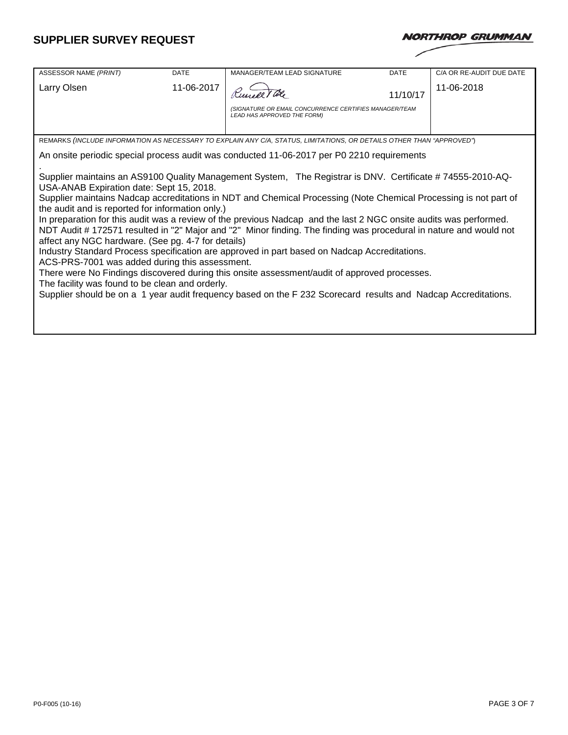# SUPPLIER SURVEY REQUEST

NORTHROP GRUMMAN

| ASSESSOR NAME *(PRINT)* | DATE | MANAGER/TEAM LEAD SIGNATURE | DATE | C/A OR RE-AUDIT DUE DATE |
|---|---|---|---|---|
| Larry Olsen | 11-06-2017 | Russell Tole<br>*(SIGNATURE OR EMAIL CONCURRENCE CERTIFIES MANAGER/TEAM LEAD HAS APPROVED THE FORM)* | 11/10/17 | 11-06-2018 |

REMARKS *(INCLUDE INFORMATION AS NECESSARY TO EXPLAIN ANY C/A, STATUS, LIMITATIONS, OR DETAILS OTHER THAN "APPROVED")*

An onsite periodic special process audit was conducted 11-06-2017 per P0 2210 requirements

.

Supplier maintains an AS9100 Quality Management System, The Registrar is DNV. Certificate # 74555-2010-AQ-USA-ANAB Expiration date: Sept 15, 2018.

Supplier maintains Nadcap accreditations in NDT and Chemical Processing (Note Chemical Processing is not part of the audit and is reported for information only.)

In preparation for this audit was a review of the previous Nadcap and the last 2 NGC onsite audits was performed.

NDT Audit # 172571 resulted in "2" Major and "2" Minor finding. The finding was procedural in nature and would not affect any NGC hardware. (See pg. 4-7 for details)

Industry Standard Process specification are approved in part based on Nadcap Accreditations.

ACS-PRS-7001 was added during this assessment.

There were No Findings discovered during this onsite assessment/audit of approved processes.

The facility was found to be clean and orderly.

Supplier should be on a 1 year audit frequency based on the F 232 Scorecard results and Nadcap Accreditations.

P0-F005 (10-16)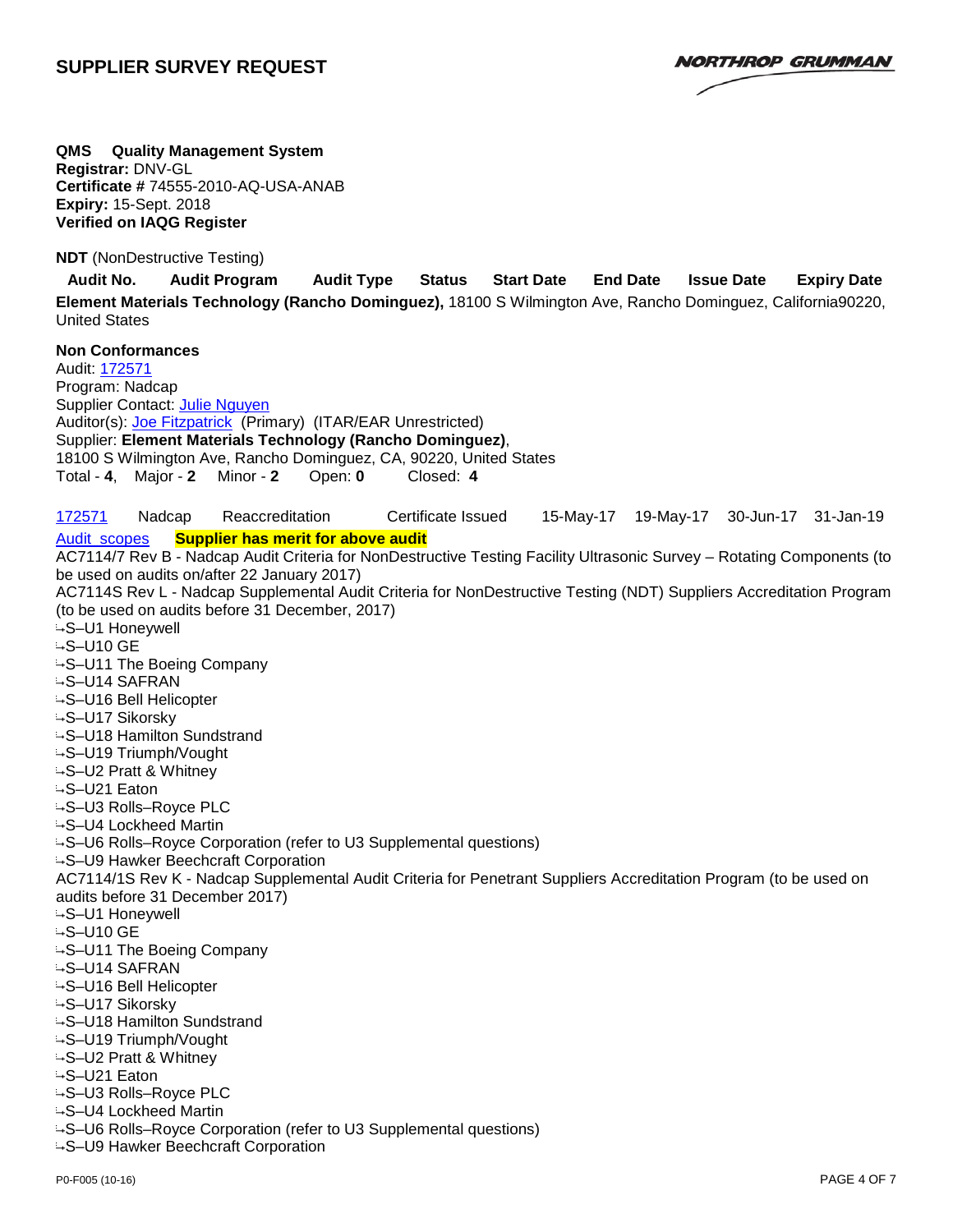# SUPPLIER SURVEY REQUEST

NORTHROP GRUMMAN

**QMS Quality Management System**
**Registrar:** DNV-GL
**Certificate #** 74555-2010-AQ-USA-ANAB
**Expiry:** 15-Sept. 2018
**Verified on IAQG Register**

**NDT** (NonDestructive Testing)

| Audit No. | Audit Program | Audit Type | Status | Start Date | End Date | Issue Date | Expiry Date |
|---|---|---|---|---|---|---|---|

**Element Materials Technology (Rancho Dominguez),** 18100 S Wilmington Ave, Rancho Dominguez, California90220, United States

**Non Conformances**
Audit: 172571
Program: Nadcap
Supplier Contact: Julie Nguyen
Auditor(s): Joe Fitzpatrick (Primary) (ITAR/EAR Unrestricted)
Supplier: **Element Materials Technology (Rancho Dominguez)**,
18100 S Wilmington Ave, Rancho Dominguez, CA, 90220, United States
Total - **4**, Major - **2** Minor - **2** Open: **0** Closed: **4**

| 172571 | Nadcap | Reaccreditation | Certificate Issued | 15-May-17 | 19-May-17 | 30-Jun-17 | 31-Jan-19 |
|---|---|---|---|---|---|---|---|

Audit scopes **Supplier has merit for above audit**

AC7114/7 Rev B - Nadcap Audit Criteria for NonDestructive Testing Facility Ultrasonic Survey – Rotating Components (to be used on audits on/after 22 January 2017)

AC7114S Rev L - Nadcap Supplemental Audit Criteria for NonDestructive Testing (NDT) Suppliers Accreditation Program (to be used on audits before 31 December, 2017)

- S–U1 Honeywell
- S–U10 GE
- S–U11 The Boeing Company
- S–U14 SAFRAN
- S–U16 Bell Helicopter
- S–U17 Sikorsky
- S–U18 Hamilton Sundstrand
- S–U19 Triumph/Vought
- S–U2 Pratt & Whitney
- S–U21 Eaton
- S–U3 Rolls–Royce PLC
- S–U4 Lockheed Martin
- S–U6 Rolls–Royce Corporation (refer to U3 Supplemental questions)
- S–U9 Hawker Beechcraft Corporation

AC7114/1S Rev K - Nadcap Supplemental Audit Criteria for Penetrant Suppliers Accreditation Program (to be used on audits before 31 December 2017)

- S–U1 Honeywell
- S–U10 GE
- S–U11 The Boeing Company
- S–U14 SAFRAN
- S–U16 Bell Helicopter
- S–U17 Sikorsky
- S–U18 Hamilton Sundstrand
- S–U19 Triumph/Vought
- S–U2 Pratt & Whitney
- S–U21 Eaton
- S–U3 Rolls–Royce PLC
- S–U4 Lockheed Martin
- S–U6 Rolls–Royce Corporation (refer to U3 Supplemental questions)
- S–U9 Hawker Beechcraft Corporation

P0-F005 (10-16)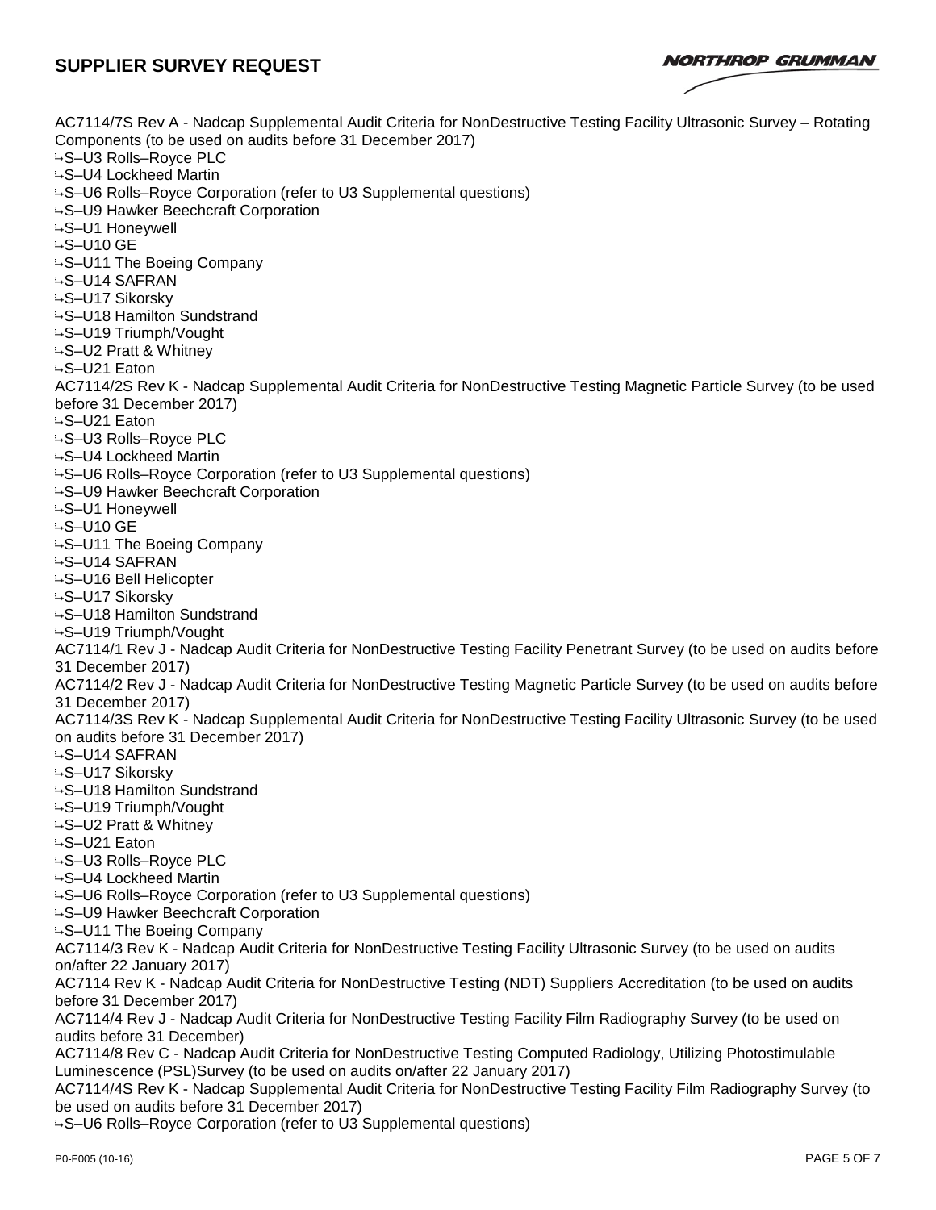AC7114/7S Rev A - Nadcap Supplemental Audit Criteria for NonDestructive Testing Facility Ultrasonic Survey – Rotating Components (to be used on audits before 31 December 2017)

↳S–U3 Rolls–Royce PLC
↳S–U4 Lockheed Martin
↳S–U6 Rolls–Royce Corporation (refer to U3 Supplemental questions)
↳S–U9 Hawker Beechcraft Corporation
↳S–U1 Honeywell
↳S–U10 GE
↳S–U11 The Boeing Company
↳S–U14 SAFRAN
↳S–U17 Sikorsky
↳S–U18 Hamilton Sundstrand
↳S–U19 Triumph/Vought
↳S–U2 Pratt & Whitney
↳S–U21 Eaton

AC7114/2S Rev K - Nadcap Supplemental Audit Criteria for NonDestructive Testing Magnetic Particle Survey (to be used before 31 December 2017)

↳S–U21 Eaton
↳S–U3 Rolls–Royce PLC
↳S–U4 Lockheed Martin
↳S–U6 Rolls–Royce Corporation (refer to U3 Supplemental questions)
↳S–U9 Hawker Beechcraft Corporation
↳S–U1 Honeywell
↳S–U10 GE
↳S–U11 The Boeing Company
↳S–U14 SAFRAN
↳S–U16 Bell Helicopter
↳S–U17 Sikorsky
↳S–U18 Hamilton Sundstrand
↳S–U19 Triumph/Vought

AC7114/1 Rev J - Nadcap Audit Criteria for NonDestructive Testing Facility Penetrant Survey (to be used on audits before 31 December 2017)

AC7114/2 Rev J - Nadcap Audit Criteria for NonDestructive Testing Magnetic Particle Survey (to be used on audits before 31 December 2017)

AC7114/3S Rev K - Nadcap Supplemental Audit Criteria for NonDestructive Testing Facility Ultrasonic Survey (to be used on audits before 31 December 2017)

↳S–U14 SAFRAN
↳S–U17 Sikorsky
↳S–U18 Hamilton Sundstrand
↳S–U19 Triumph/Vought
↳S–U2 Pratt & Whitney
↳S–U21 Eaton
↳S–U3 Rolls–Royce PLC
↳S–U4 Lockheed Martin
↳S–U6 Rolls–Royce Corporation (refer to U3 Supplemental questions)
↳S–U9 Hawker Beechcraft Corporation
↳S–U11 The Boeing Company

AC7114/3 Rev K - Nadcap Audit Criteria for NonDestructive Testing Facility Ultrasonic Survey (to be used on audits on/after 22 January 2017)

AC7114 Rev K - Nadcap Audit Criteria for NonDestructive Testing (NDT) Suppliers Accreditation (to be used on audits before 31 December 2017)

AC7114/4 Rev J - Nadcap Audit Criteria for NonDestructive Testing Facility Film Radiography Survey (to be used on audits before 31 December)

AC7114/8 Rev C - Nadcap Audit Criteria for NonDestructive Testing Computed Radiology, Utilizing Photostimulable Luminescence (PSL)Survey (to be used on audits on/after 22 January 2017)

AC7114/4S Rev K - Nadcap Supplemental Audit Criteria for NonDestructive Testing Facility Film Radiography Survey (to be used on audits before 31 December 2017)

↳S–U6 Rolls–Royce Corporation (refer to U3 Supplemental questions)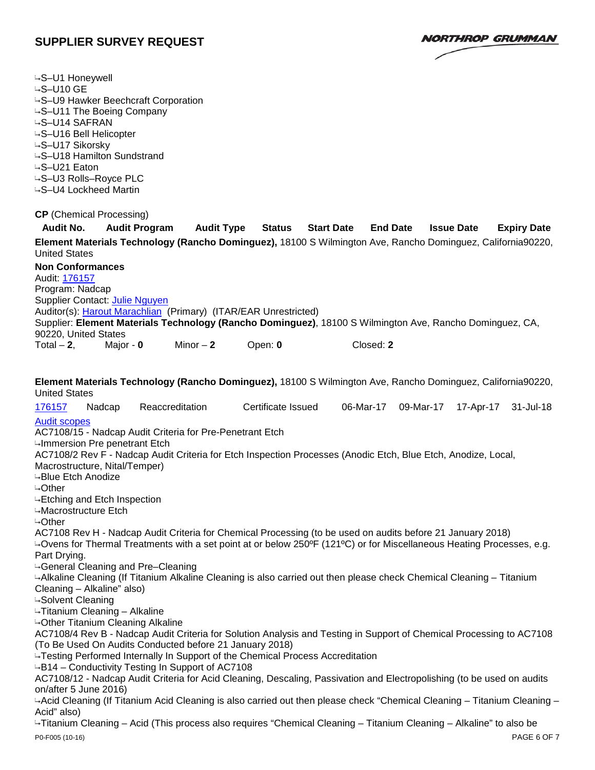↳S–U1 Honeywell
↳S–U10 GE
↳S–U9 Hawker Beechcraft Corporation
↳S–U11 The Boeing Company
↳S–U14 SAFRAN
↳S–U16 Bell Helicopter
↳S–U17 Sikorsky
↳S–U18 Hamilton Sundstrand
↳S–U21 Eaton
↳S–U3 Rolls–Royce PLC
↳S–U4 Lockheed Martin

**CP** (Chemical Processing)

| Audit No. | Audit Program | Audit Type | Status | Start Date | End Date | Issue Date | Expiry Date |
|---|---|---|---|---|---|---|---|

**Element Materials Technology (Rancho Dominguez),** 18100 S Wilmington Ave, Rancho Dominguez, California90220, United States

**Non Conformances**
Audit: 176157
Program: Nadcap
Supplier Contact: Julie Nguyen
Auditor(s): Harout Marachlian (Primary) (ITAR/EAR Unrestricted)
Supplier: **Element Materials Technology (Rancho Dominguez)**, 18100 S Wilmington Ave, Rancho Dominguez, CA, 90220, United States
Total – **2**, Major - **0** Minor – **2** Open: **0** Closed: **2**

**Element Materials Technology (Rancho Dominguez),** 18100 S Wilmington Ave, Rancho Dominguez, California90220, United States

| Audit No. | Audit Program | Audit Type | Status | Start Date | End Date | Issue Date | Expiry Date |
|---|---|---|---|---|---|---|---|
| 176157 | Nadcap | Reaccreditation | Certificate Issued | 06-Mar-17 | 09-Mar-17 | 17-Apr-17 | 31-Jul-18 |

Audit scopes
AC7108/15 - Nadcap Audit Criteria for Pre-Penetrant Etch
↳Immersion Pre penetrant Etch
AC7108/2 Rev F - Nadcap Audit Criteria for Etch Inspection Processes (Anodic Etch, Blue Etch, Anodize, Local, Macrostructure, Nital/Temper)
↳Blue Etch Anodize
↳Other
↳Etching and Etch Inspection
↳Macrostructure Etch
↳Other
AC7108 Rev H - Nadcap Audit Criteria for Chemical Processing (to be used on audits before 21 January 2018)
↳Ovens for Thermal Treatments with a set point at or below 250ºF (121ºC) or for Miscellaneous Heating Processes, e.g. Part Drying.
↳General Cleaning and Pre–Cleaning
↳Alkaline Cleaning (If Titanium Alkaline Cleaning is also carried out then please check Chemical Cleaning – Titanium Cleaning – Alkaline" also)
↳Solvent Cleaning
↳Titanium Cleaning – Alkaline
↳Other Titanium Cleaning Alkaline
AC7108/4 Rev B - Nadcap Audit Criteria for Solution Analysis and Testing in Support of Chemical Processing to AC7108 (To Be Used On Audits Conducted before 21 January 2018)
↳Testing Performed Internally In Support of the Chemical Process Accreditation
↳B14 – Conductivity Testing In Support of AC7108
AC7108/12 - Nadcap Audit Criteria for Acid Cleaning, Descaling, Passivation and Electropolishing (to be used on audits on/after 5 June 2016)
↳Acid Cleaning (If Titanium Acid Cleaning is also carried out then please check "Chemical Cleaning – Titanium Cleaning – Acid" also)
↳Titanium Cleaning – Acid (This process also requires "Chemical Cleaning – Titanium Cleaning – Alkaline" to also be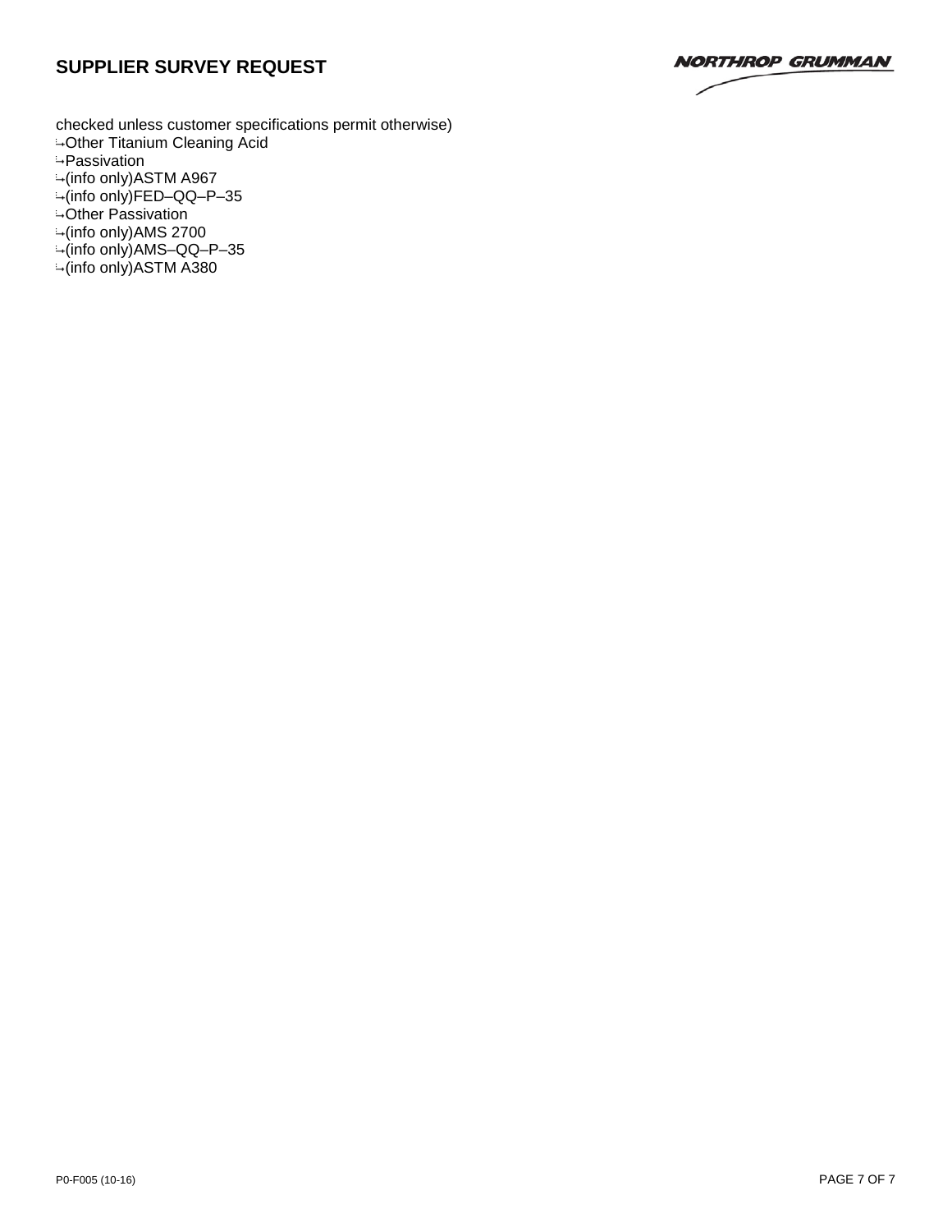checked unless customer specifications permit otherwise)

- ↳Other Titanium Cleaning Acid
- ↳Passivation
- ↳(info only)ASTM A967
- ↳(info only)FED–QQ–P–35
- ↳Other Passivation
- ↳(info only)AMS 2700
- ↳(info only)AMS–QQ–P–35
- ↳(info only)ASTM A380